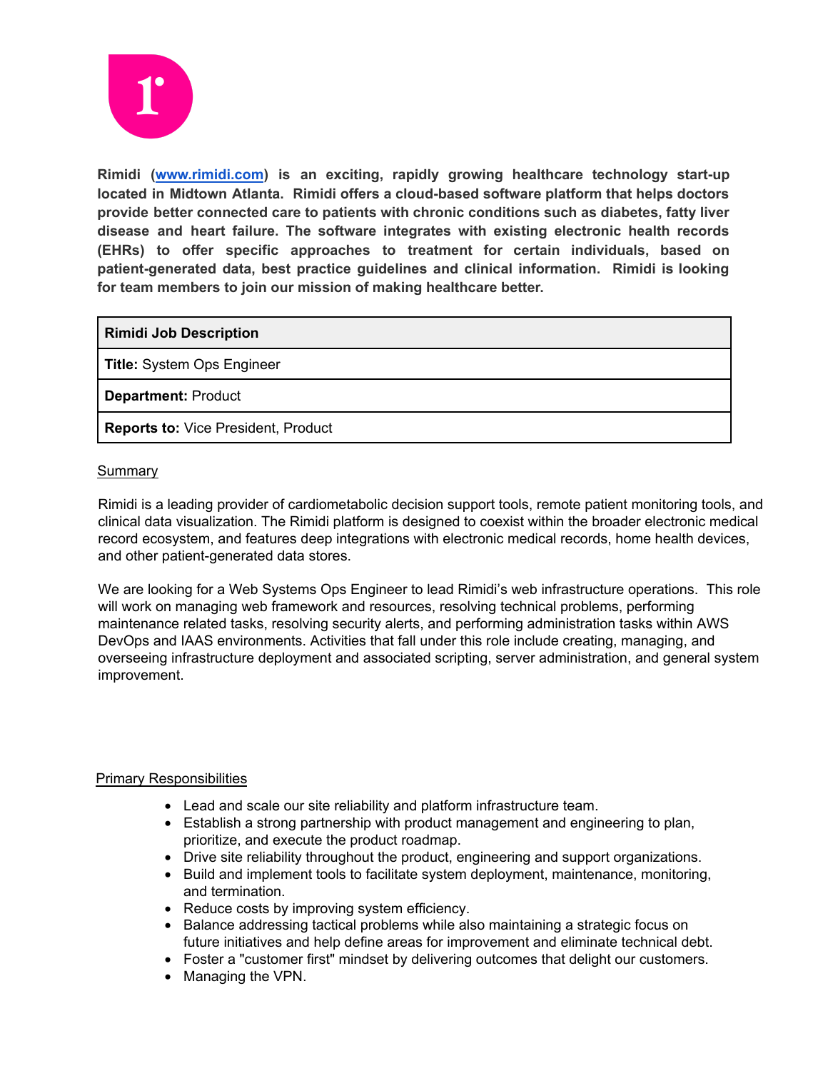**Rimidi ([www.rimidi.com](http://www.rimidi.com)) is an exciting, rapidly growing healthcare technology start-up located in Midtown Atlanta. Rimidi offers a cloud-based software platform that helps doctors provide better connected care to patients with chronic conditions such as diabetes, fatty liver disease and heart failure. The software integrates with existing electronic health records (EHRs) to offer specific approaches to treatment for certain individuals, based on patient-generated data, best practice guidelines and clinical information. Rimidi is looking for team members to join our mission of making healthcare better.**

| **Rimidi Job Description** |
|---|
| **Title:** System Ops Engineer |
| **Department:** Product |
| **Reports to:** Vice President, Product |

## Summary

Rimidi is a leading provider of cardiometabolic decision support tools, remote patient monitoring tools, and clinical data visualization. The Rimidi platform is designed to coexist within the broader electronic medical record ecosystem, and features deep integrations with electronic medical records, home health devices, and other patient-generated data stores.

We are looking for a Web Systems Ops Engineer to lead Rimidi's web infrastructure operations. This role will work on managing web framework and resources, resolving technical problems, performing maintenance related tasks, resolving security alerts, and performing administration tasks within AWS DevOps and IAAS environments. Activities that fall under this role include creating, managing, and overseeing infrastructure deployment and associated scripting, server administration, and general system improvement.

## Primary Responsibilities

- Lead and scale our site reliability and platform infrastructure team.
- Establish a strong partnership with product management and engineering to plan, prioritize, and execute the product roadmap.
- Drive site reliability throughout the product, engineering and support organizations.
- Build and implement tools to facilitate system deployment, maintenance, monitoring, and termination.
- Reduce costs by improving system efficiency.
- Balance addressing tactical problems while also maintaining a strategic focus on future initiatives and help define areas for improvement and eliminate technical debt.
- Foster a "customer first" mindset by delivering outcomes that delight our customers.
- Managing the VPN.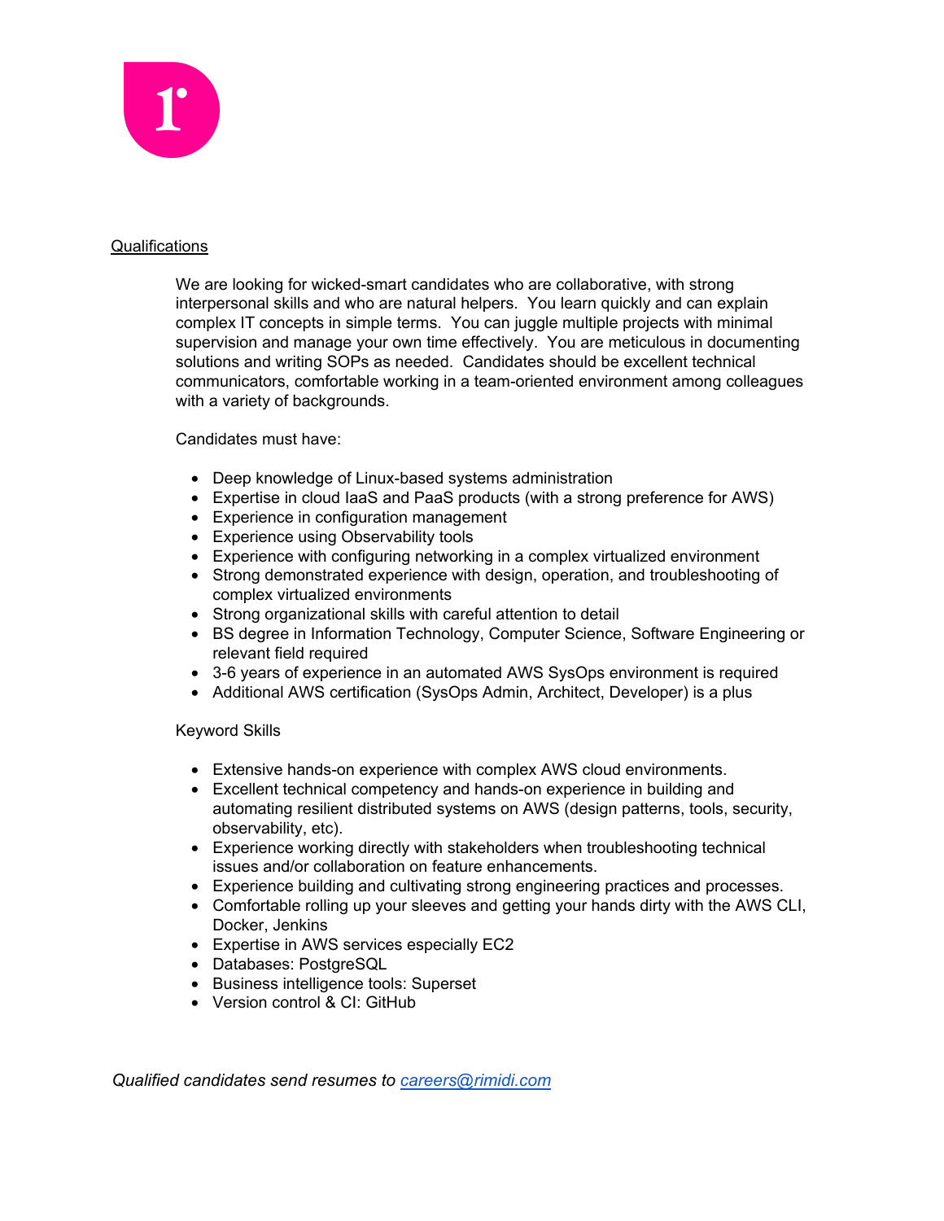## Qualifications

We are looking for wicked-smart candidates who are collaborative, with strong interpersonal skills and who are natural helpers. You learn quickly and can explain complex IT concepts in simple terms. You can juggle multiple projects with minimal supervision and manage your own time effectively. You are meticulous in documenting solutions and writing SOPs as needed. Candidates should be excellent technical communicators, comfortable working in a team-oriented environment among colleagues with a variety of backgrounds.

Candidates must have:

- Deep knowledge of Linux-based systems administration
- Expertise in cloud IaaS and PaaS products (with a strong preference for AWS)
- Experience in configuration management
- Experience using Observability tools
- Experience with configuring networking in a complex virtualized environment
- Strong demonstrated experience with design, operation, and troubleshooting of complex virtualized environments
- Strong organizational skills with careful attention to detail
- BS degree in Information Technology, Computer Science, Software Engineering or relevant field required
- 3-6 years of experience in an automated AWS SysOps environment is required
- Additional AWS certification (SysOps Admin, Architect, Developer) is a plus

Keyword Skills

- Extensive hands-on experience with complex AWS cloud environments.
- Excellent technical competency and hands-on experience in building and automating resilient distributed systems on AWS (design patterns, tools, security, observability, etc).
- Experience working directly with stakeholders when troubleshooting technical issues and/or collaboration on feature enhancements.
- Experience building and cultivating strong engineering practices and processes.
- Comfortable rolling up your sleeves and getting your hands dirty with the AWS CLI, Docker, Jenkins
- Expertise in AWS services especially EC2
- Databases: PostgreSQL
- Business intelligence tools: Superset
- Version control & CI: GitHub

*Qualified candidates send resumes to [careers@rimidi.com](mailto:careers@rimidi.com)*